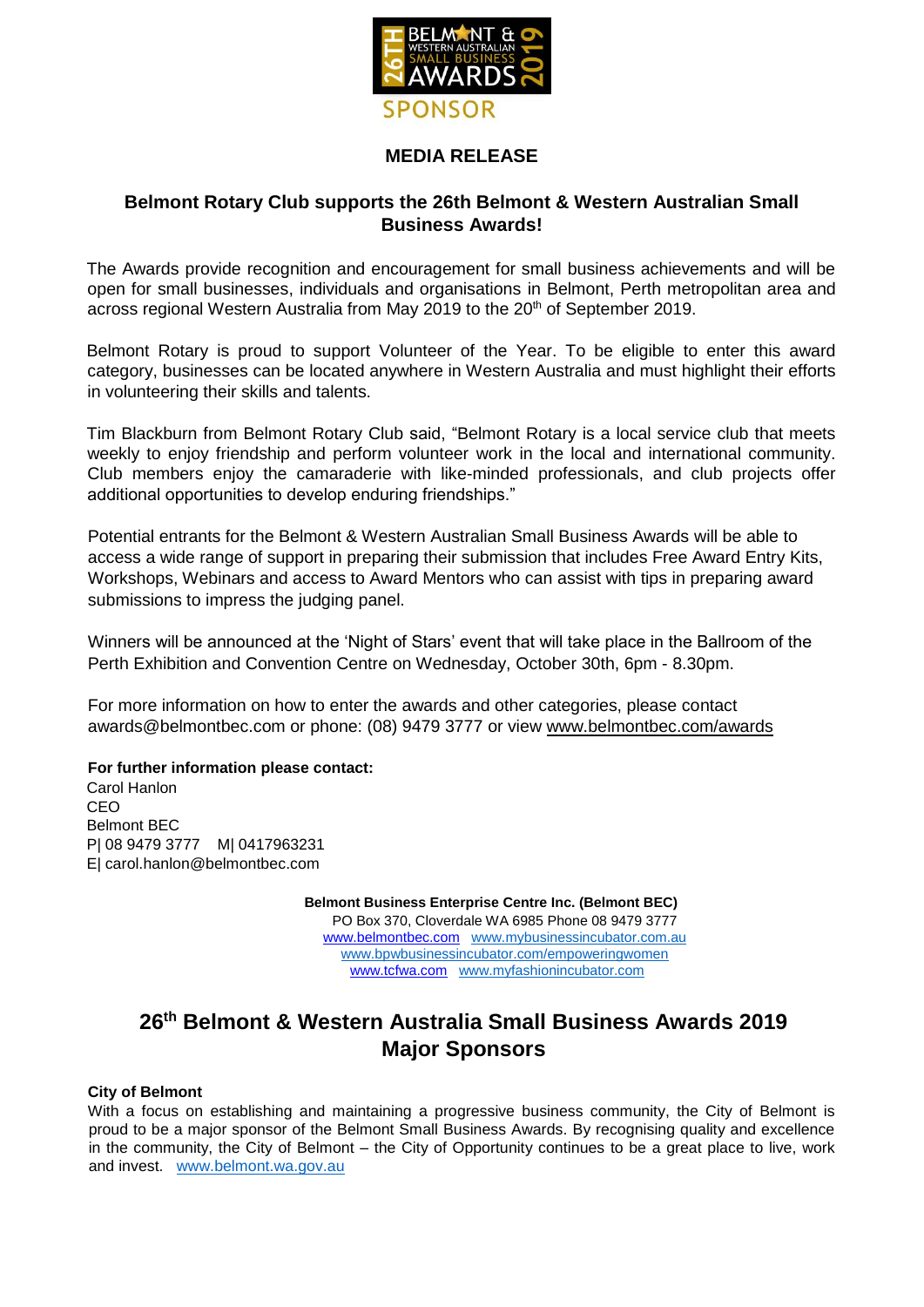SPONSOR

## MEDIA RELEASE

### Belmont Rotary Club supports the 26th Belmont & Western Australian Small Business Awards!

The Awards provide recognition and encouragement for small business achievements and will be open for small businesses, individuals and organisations in Belmont, Perth metropolitan area and across regional Western Australia from May 2019 to the 20th of September 2019.

Belmont Rotary is proud to support Volunteer of the Year. To be eligible to enter this award category, businesses can be located anywhere in Western Australia and must highlight their efforts in volunteering their skills and talents.

Tim Blackburn from Belmont Rotary Club said, "Belmont Rotary is a local service club that meets weekly to enjoy friendship and perform volunteer work in the local and international community. Club members enjoy the camaraderie with like-minded professionals, and club projects offer additional opportunities to develop enduring friendships."

Potential entrants for the Belmont & Western Australian Small Business Awards will be able to access a wide range of support in preparing their submission that includes Free Award Entry Kits, Workshops, Webinars and access to Award Mentors who can assist with tips in preparing award submissions to impress the judging panel.

Winners will be announced at the 'Night of Stars' event that will take place in the Ballroom of the Perth Exhibition and Convention Centre on Wednesday, October 30th, 6pm - 8.30pm.

For more information on how to enter the awards and other categories, please contact awards@belmontbec.com or phone: (08) 9479 3777 or view www.belmontbec.com/awards

**For further information please contact:**
Carol Hanlon
CEO
Belmont BEC
P| 08 9479 3777 M| 0417963231
E| carol.hanlon@belmontbec.com

**Belmont Business Enterprise Centre Inc. (Belmont BEC)**
PO Box 370, Cloverdale WA 6985 Phone 08 9479 3777
www.belmontbec.com www.mybusinessincubator.com.au
www.bpwbusinessincubator.com/empoweringwomen
www.tcfwa.com www.myfashionincubator.com

## 26th Belmont & Western Australia Small Business Awards 2019 Major Sponsors

**City of Belmont**
With a focus on establishing and maintaining a progressive business community, the City of Belmont is proud to be a major sponsor of the Belmont Small Business Awards. By recognising quality and excellence in the community, the City of Belmont – the City of Opportunity continues to be a great place to live, work and invest. www.belmont.wa.gov.au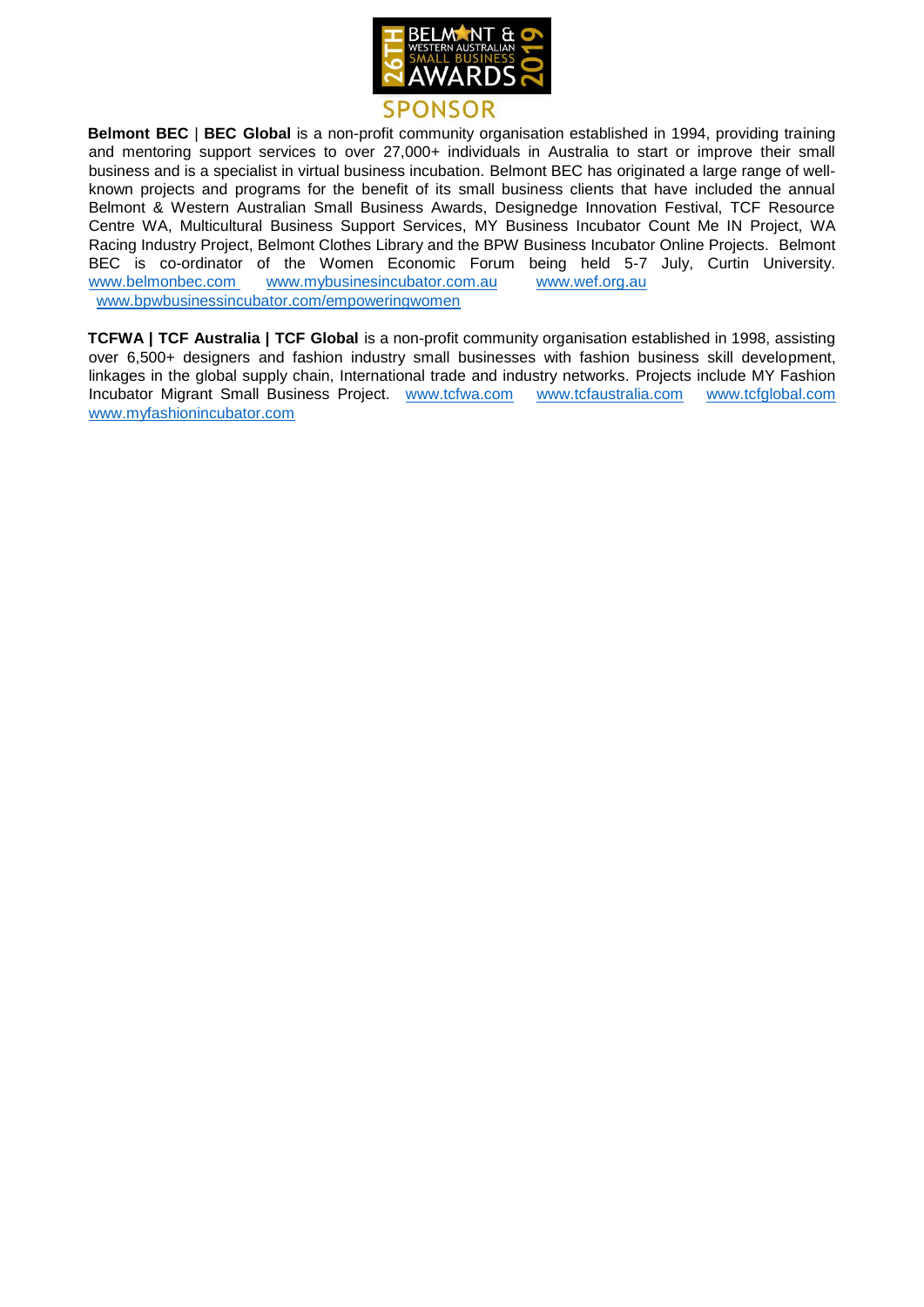SPONSOR

**Belmont BEC** | **BEC Global** is a non-profit community organisation established in 1994, providing training and mentoring support services to over 27,000+ individuals in Australia to start or improve their small business and is a specialist in virtual business incubation. Belmont BEC has originated a large range of well-known projects and programs for the benefit of its small business clients that have included the annual Belmont & Western Australian Small Business Awards, Designedge Innovation Festival, TCF Resource Centre WA, Multicultural Business Support Services, MY Business Incubator Count Me IN Project, WA Racing Industry Project, Belmont Clothes Library and the BPW Business Incubator Online Projects. Belmont BEC is co-ordinator of the Women Economic Forum being held 5-7 July, Curtin University. www.belmonbec.com www.mybusinesincubator.com.au www.wef.org.au www.bpwbusinessincubator.com/empoweringwomen

**TCFWA | TCF Australia | TCF Global** is a non-profit community organisation established in 1998, assisting over 6,500+ designers and fashion industry small businesses with fashion business skill development, linkages in the global supply chain, International trade and industry networks. Projects include MY Fashion Incubator Migrant Small Business Project. www.tcfwa.com www.tcfaustralia.com www.tcfglobal.com www.myfashionincubator.com